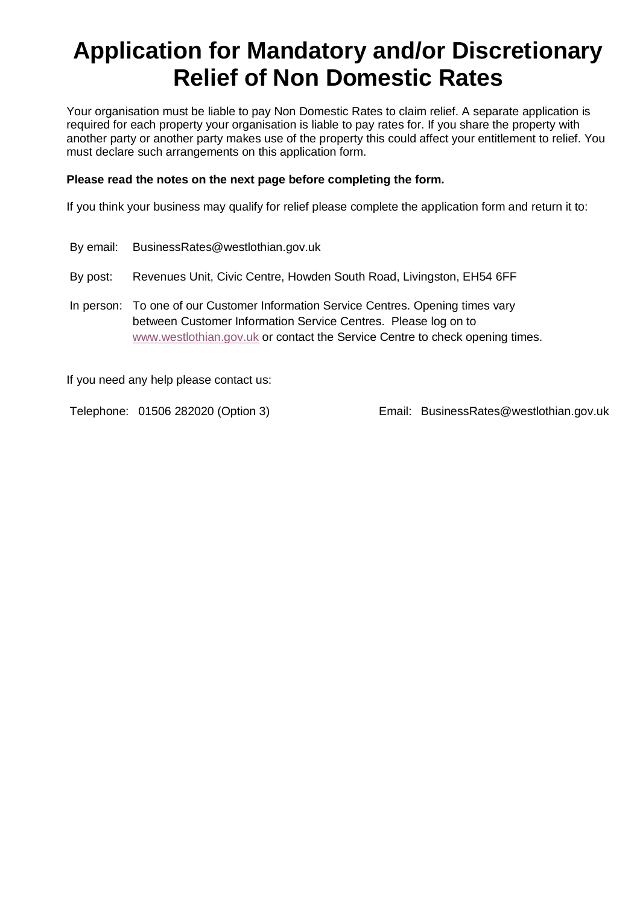# Application for Mandatory and/or Discretionary Relief of Non Domestic Rates

Your organisation must be liable to pay Non Domestic Rates to claim relief. A separate application is required for each property your organisation is liable to pay rates for. If you share the property with another party or another party makes use of the property this could affect your entitlement to relief. You must declare such arrangements on this application form.

**Please read the notes on the next page before completing the form.**

If you think your business may qualify for relief please complete the application form and return it to:

By email: BusinessRates@westlothian.gov.uk

By post: Revenues Unit, Civic Centre, Howden South Road, Livingston, EH54 6FF

In person: To one of our Customer Information Service Centres. Opening times vary between Customer Information Service Centres. Please log on to www.westlothian.gov.uk or contact the Service Centre to check opening times.

If you need any help please contact us:

Telephone: 01506 282020 (Option 3)

Email: BusinessRates@westlothian.gov.uk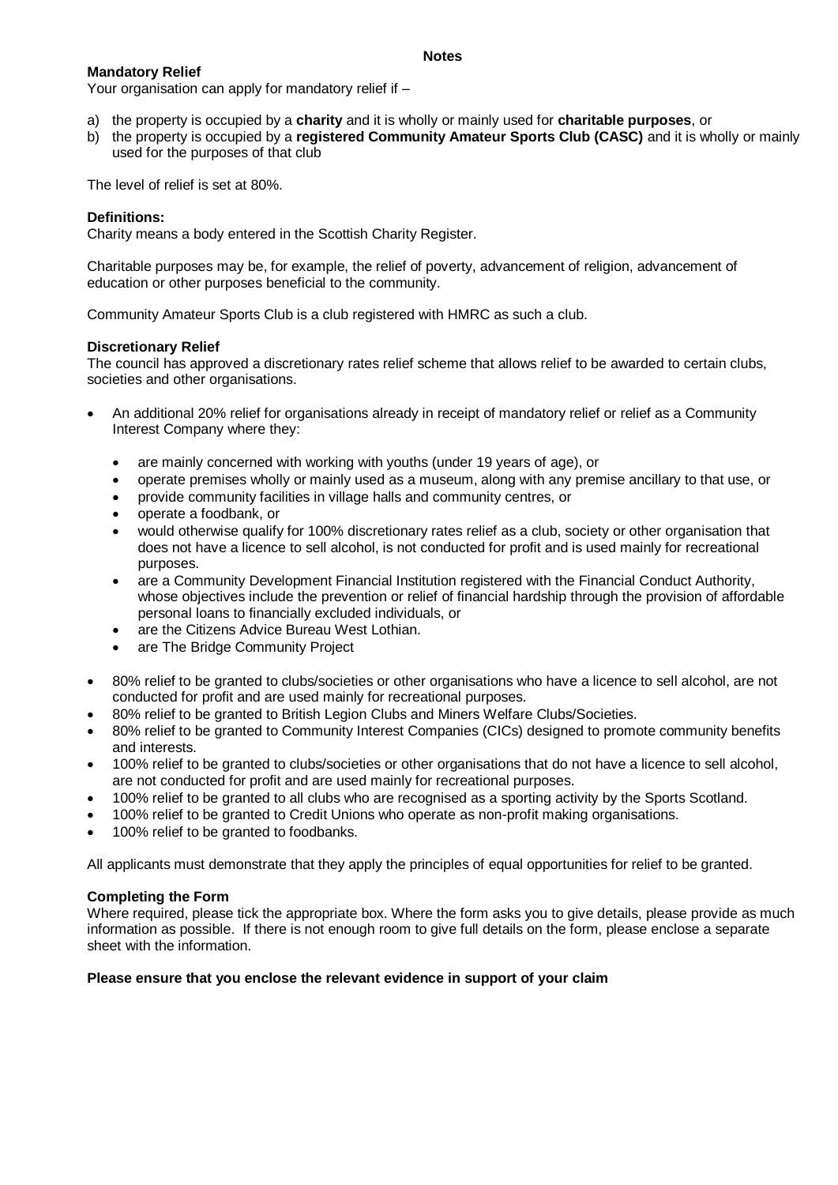## Notes

**Mandatory Relief**

Your organisation can apply for mandatory relief if –

a) the property is occupied by a **charity** and it is wholly or mainly used for **charitable purposes**, or
b) the property is occupied by a **registered Community Amateur Sports Club (CASC)** and it is wholly or mainly used for the purposes of that club

The level of relief is set at 80%.

**Definitions:**

Charity means a body entered in the Scottish Charity Register.

Charitable purposes may be, for example, the relief of poverty, advancement of religion, advancement of education or other purposes beneficial to the community.

Community Amateur Sports Club is a club registered with HMRC as such a club.

**Discretionary Relief**

The council has approved a discretionary rates relief scheme that allows relief to be awarded to certain clubs, societies and other organisations.

- An additional 20% relief for organisations already in receipt of mandatory relief or relief as a Community Interest Company where they:
  - are mainly concerned with working with youths (under 19 years of age), or
  - operate premises wholly or mainly used as a museum, along with any premise ancillary to that use, or
  - provide community facilities in village halls and community centres, or
  - operate a foodbank, or
  - would otherwise qualify for 100% discretionary rates relief as a club, society or other organisation that does not have a licence to sell alcohol, is not conducted for profit and is used mainly for recreational purposes.
  - are a Community Development Financial Institution registered with the Financial Conduct Authority, whose objectives include the prevention or relief of financial hardship through the provision of affordable personal loans to financially excluded individuals, or
  - are the Citizens Advice Bureau West Lothian.
  - are The Bridge Community Project
- 80% relief to be granted to clubs/societies or other organisations who have a licence to sell alcohol, are not conducted for profit and are used mainly for recreational purposes.
- 80% relief to be granted to British Legion Clubs and Miners Welfare Clubs/Societies.
- 80% relief to be granted to Community Interest Companies (CICs) designed to promote community benefits and interests.
- 100% relief to be granted to clubs/societies or other organisations that do not have a licence to sell alcohol, are not conducted for profit and are used mainly for recreational purposes.
- 100% relief to be granted to all clubs who are recognised as a sporting activity by the Sports Scotland.
- 100% relief to be granted to Credit Unions who operate as non-profit making organisations.
- 100% relief to be granted to foodbanks.

All applicants must demonstrate that they apply the principles of equal opportunities for relief to be granted.

**Completing the Form**

Where required, please tick the appropriate box. Where the form asks you to give details, please provide as much information as possible. If there is not enough room to give full details on the form, please enclose a separate sheet with the information.

**Please ensure that you enclose the relevant evidence in support of your claim**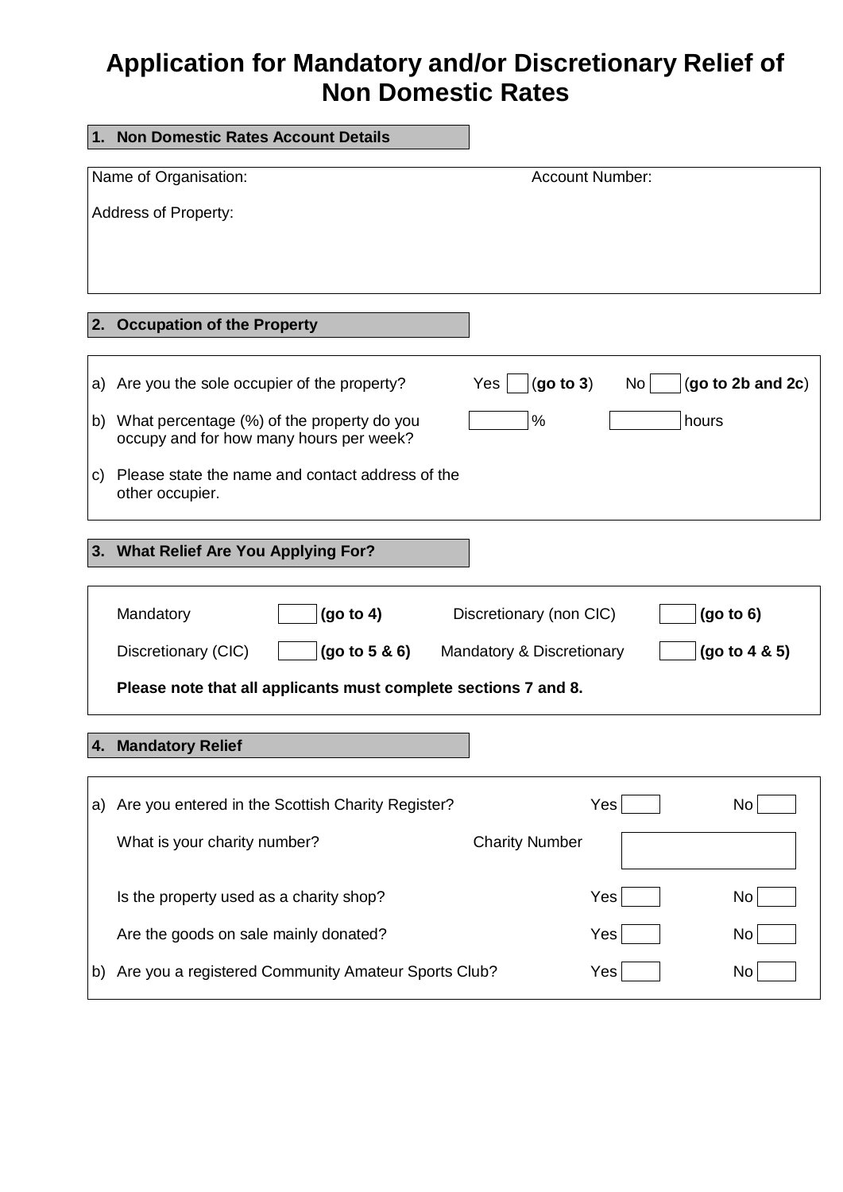# Application for Mandatory and/or Discretionary Relief of Non Domestic Rates

## 1. Non Domestic Rates Account Details

Name of Organisation: Account Number:

Address of Property:

## 2. Occupation of the Property

a) Are you the sole occupier of the property? Yes ☐ (**go to 3**) No ☐ (**go to 2b and 2c**)

b) What percentage (%) of the property do you occupy and for how many hours per week? ☐ % ☐ hours

c) Please state the name and contact address of the other occupier.

## 3. What Relief Are You Applying For?

| | | | |
|---|---|---|---|
| Mandatory ☐ | **(go to 4)** | Discretionary (non CIC) ☐ | **(go to 6)** |
| Discretionary (CIC) ☐ | **(go to 5 & 6)** | Mandatory & Discretionary ☐ | **(go to 4 & 5)** |

**Please note that all applicants must complete sections 7 and 8.**

## 4. Mandatory Relief

a) Are you entered in the Scottish Charity Register? Yes ☐ No ☐

What is your charity number? Charity Number ☐

Is the property used as a charity shop? Yes ☐ No ☐

Are the goods on sale mainly donated? Yes ☐ No ☐

b) Are you a registered Community Amateur Sports Club? Yes ☐ No ☐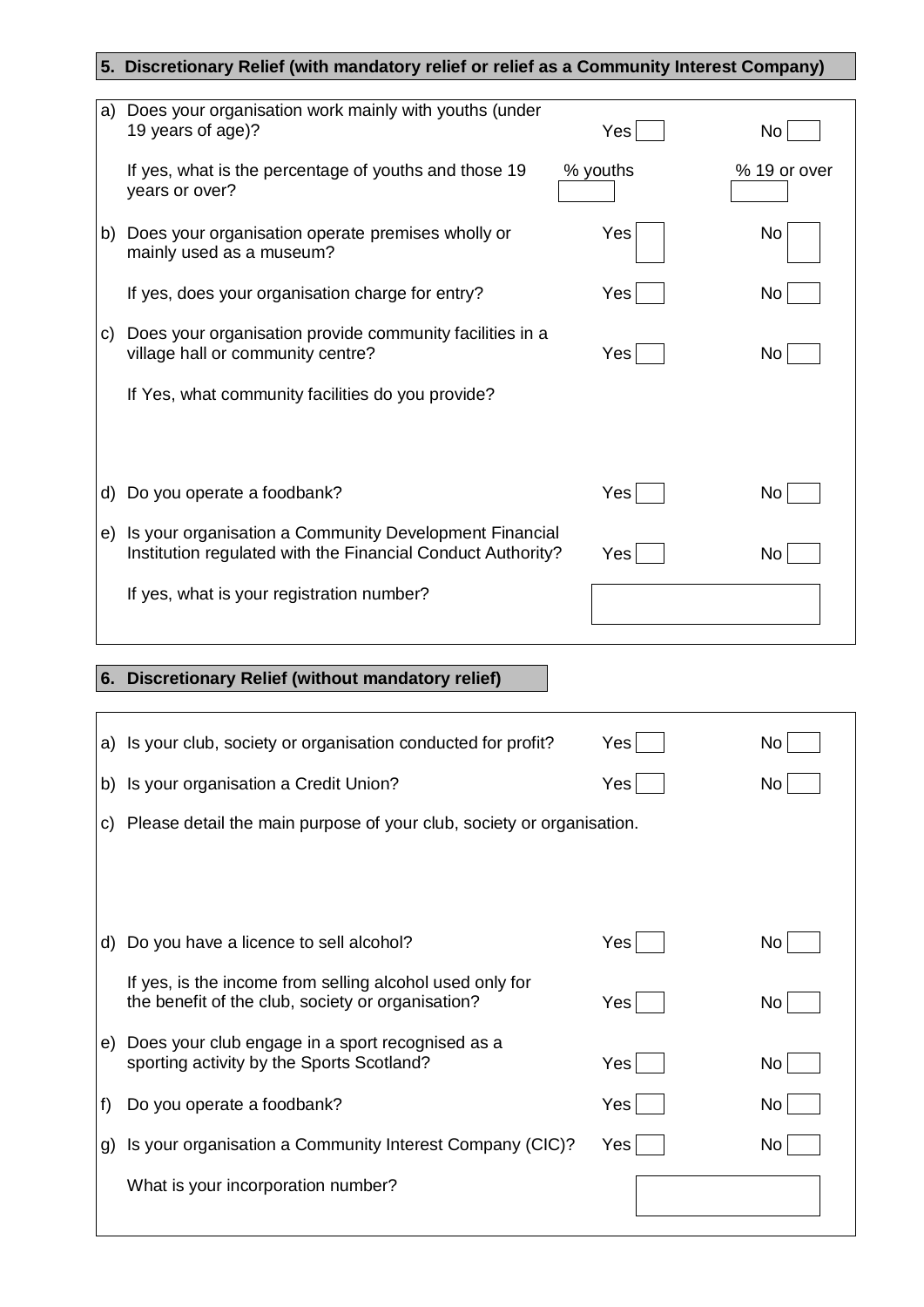## 5. Discretionary Relief (with mandatory relief or relief as a Community Interest Company)

| | | | |
|---|---|---|---|
| a) | Does your organisation work mainly with youths (under 19 years of age)? | Yes ☐ | No ☐ |
| | If yes, what is the percentage of youths and those 19 years or over? | % youths ☐ | % 19 or over ☐ |
| b) | Does your organisation operate premises wholly or mainly used as a museum? | Yes ☐ | No ☐ |
| | If yes, does your organisation charge for entry? | Yes ☐ | No ☐ |
| c) | Does your organisation provide community facilities in a village hall or community centre? | Yes ☐ | No ☐ |
| | If Yes, what community facilities do you provide? | | |
| d) | Do you operate a foodbank? | Yes ☐ | No ☐ |
| e) | Is your organisation a Community Development Financial Institution regulated with the Financial Conduct Authority? | Yes ☐ | No ☐ |
| | If yes, what is your registration number? | ☐ | |

## 6. Discretionary Relief (without mandatory relief)

| | | | |
|---|---|---|---|
| a) | Is your club, society or organisation conducted for profit? | Yes ☐ | No ☐ |
| b) | Is your organisation a Credit Union? | Yes ☐ | No ☐ |
| c) | Please detail the main purpose of your club, society or organisation. | | |
| d) | Do you have a licence to sell alcohol? | Yes ☐ | No ☐ |
| | If yes, is the income from selling alcohol used only for the benefit of the club, society or organisation? | Yes ☐ | No ☐ |
| e) | Does your club engage in a sport recognised as a sporting activity by the Sports Scotland? | Yes ☐ | No ☐ |
| f) | Do you operate a foodbank? | Yes ☐ | No ☐ |
| g) | Is your organisation a Community Interest Company (CIC)? | Yes ☐ | No ☐ |
| | What is your incorporation number? | ☐ | |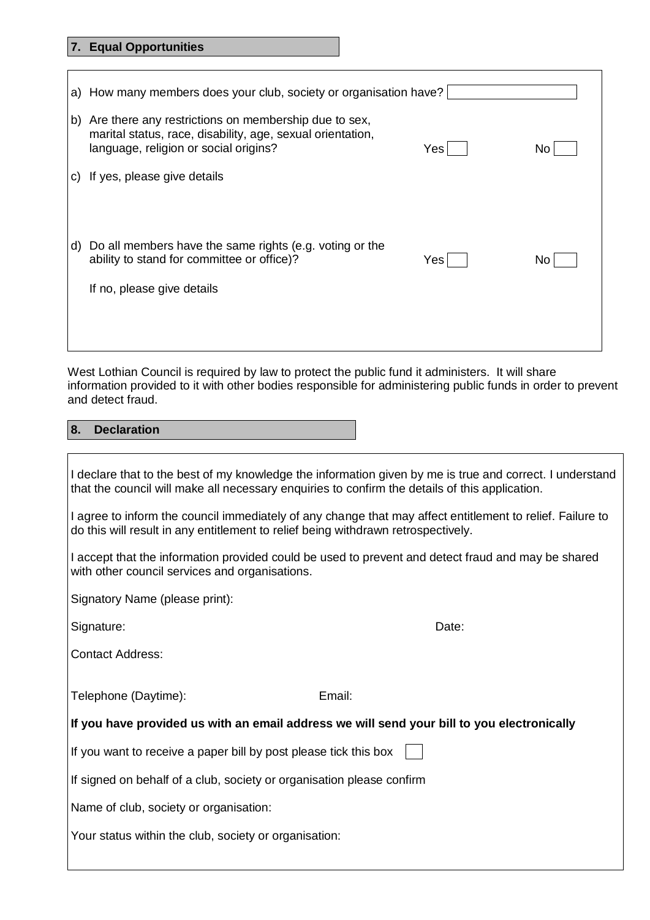## 7. Equal Opportunities

a) How many members does your club, society or organisation have?

b) Are there any restrictions on membership due to sex, marital status, race, disability, age, sexual orientation, language, religion or social origins? Yes ☐ No ☐

c) If yes, please give details

d) Do all members have the same rights (e.g. voting or the ability to stand for committee or office)? Yes ☐ No ☐

If no, please give details

West Lothian Council is required by law to protect the public fund it administers. It will share information provided to it with other bodies responsible for administering public funds in order to prevent and detect fraud.

## 8. Declaration

I declare that to the best of my knowledge the information given by me is true and correct. I understand that the council will make all necessary enquiries to confirm the details of this application.

I agree to inform the council immediately of any change that may affect entitlement to relief. Failure to do this will result in any entitlement to relief being withdrawn retrospectively.

I accept that the information provided could be used to prevent and detect fraud and may be shared with other council services and organisations.

Signatory Name (please print):

Signature: Date:

Contact Address:

Telephone (Daytime): Email:

**If you have provided us with an email address we will send your bill to you electronically**

If you want to receive a paper bill by post please tick this box ☐

If signed on behalf of a club, society or organisation please confirm

Name of club, society or organisation:

Your status within the club, society or organisation: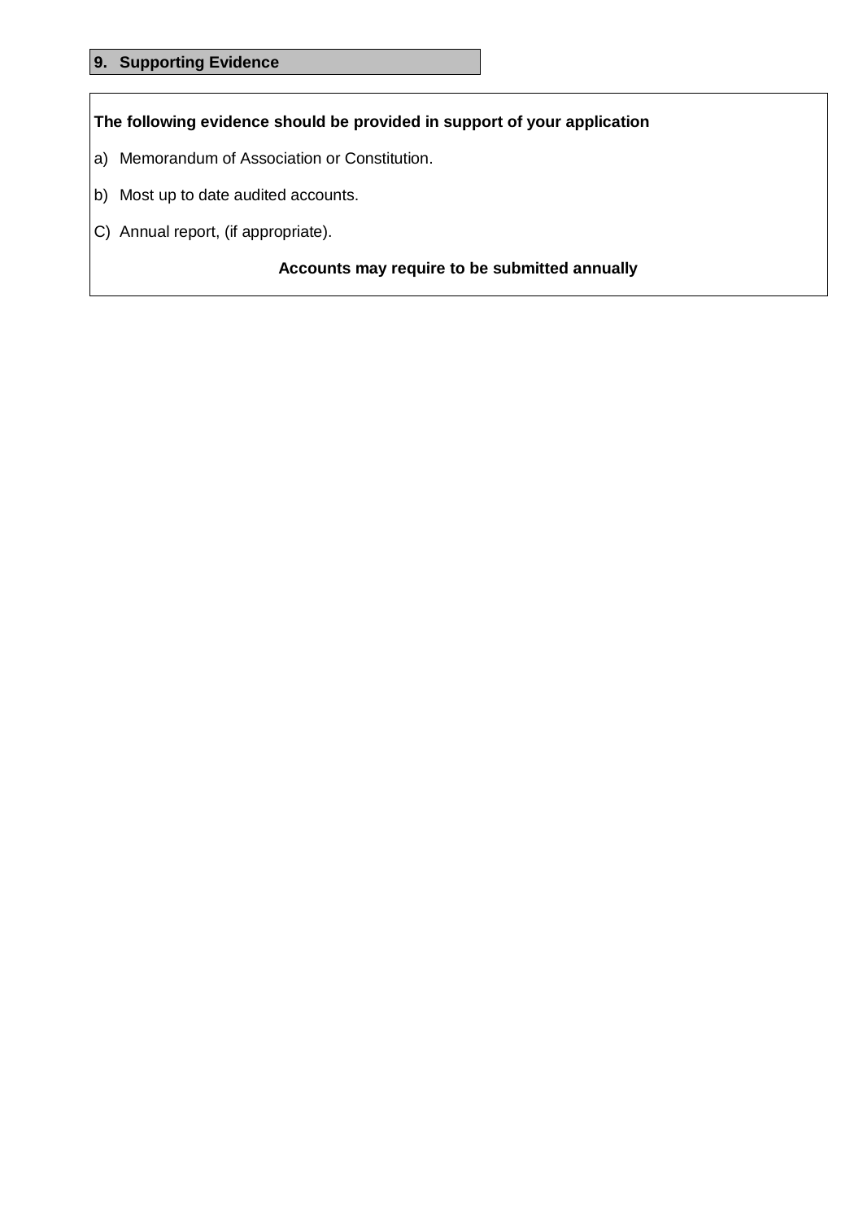## 9. Supporting Evidence

**The following evidence should be provided in support of your application**

a) Memorandum of Association or Constitution.

b) Most up to date audited accounts.

C) Annual report, (if appropriate).

**Accounts may require to be submitted annually**